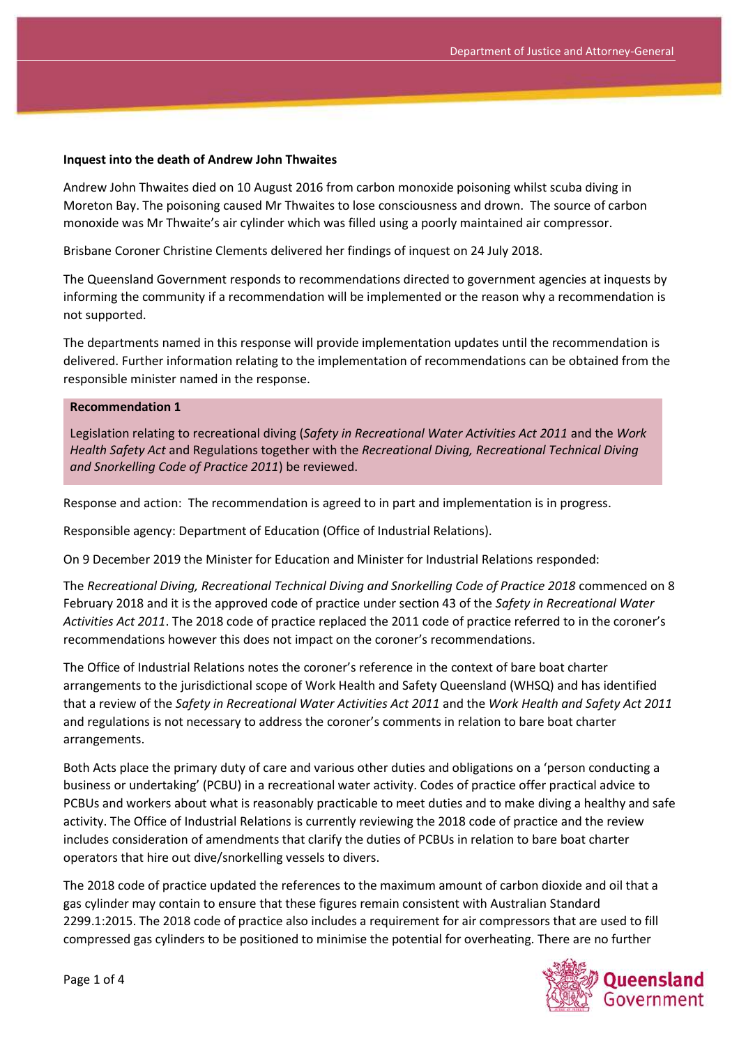**Inquest into the death of Andrew John Thwaites**

Andrew John Thwaites died on 10 August 2016 from carbon monoxide poisoning whilst scuba diving in Moreton Bay. The poisoning caused Mr Thwaites to lose consciousness and drown. The source of carbon monoxide was Mr Thwaite's air cylinder which was filled using a poorly maintained air compressor.

Brisbane Coroner Christine Clements delivered her findings of inquest on 24 July 2018.

The Queensland Government responds to recommendations directed to government agencies at inquests by informing the community if a recommendation will be implemented or the reason why a recommendation is not supported.

The departments named in this response will provide implementation updates until the recommendation is delivered. Further information relating to the implementation of recommendations can be obtained from the responsible minister named in the response.

**Recommendation 1**

Legislation relating to recreational diving (*Safety in Recreational Water Activities Act 2011* and the *Work Health Safety Act* and Regulations together with the *Recreational Diving, Recreational Technical Diving and Snorkelling Code of Practice 2011*) be reviewed.

Response and action: The recommendation is agreed to in part and implementation is in progress.

Responsible agency: Department of Education (Office of Industrial Relations).

On 9 December 2019 the Minister for Education and Minister for Industrial Relations responded:

The *Recreational Diving, Recreational Technical Diving and Snorkelling Code of Practice 2018* commenced on 8 February 2018 and it is the approved code of practice under section 43 of the *Safety in Recreational Water Activities Act 2011*. The 2018 code of practice replaced the 2011 code of practice referred to in the coroner's recommendations however this does not impact on the coroner's recommendations.

The Office of Industrial Relations notes the coroner's reference in the context of bare boat charter arrangements to the jurisdictional scope of Work Health and Safety Queensland (WHSQ) and has identified that a review of the *Safety in Recreational Water Activities Act 2011* and the *Work Health and Safety Act 2011* and regulations is not necessary to address the coroner's comments in relation to bare boat charter arrangements.

Both Acts place the primary duty of care and various other duties and obligations on a 'person conducting a business or undertaking' (PCBU) in a recreational water activity. Codes of practice offer practical advice to PCBUs and workers about what is reasonably practicable to meet duties and to make diving a healthy and safe activity. The Office of Industrial Relations is currently reviewing the 2018 code of practice and the review includes consideration of amendments that clarify the duties of PCBUs in relation to bare boat charter operators that hire out dive/snorkelling vessels to divers.

The 2018 code of practice updated the references to the maximum amount of carbon dioxide and oil that a gas cylinder may contain to ensure that these figures remain consistent with Australian Standard 2299.1:2015. The 2018 code of practice also includes a requirement for air compressors that are used to fill compressed gas cylinders to be positioned to minimise the potential for overheating. There are no further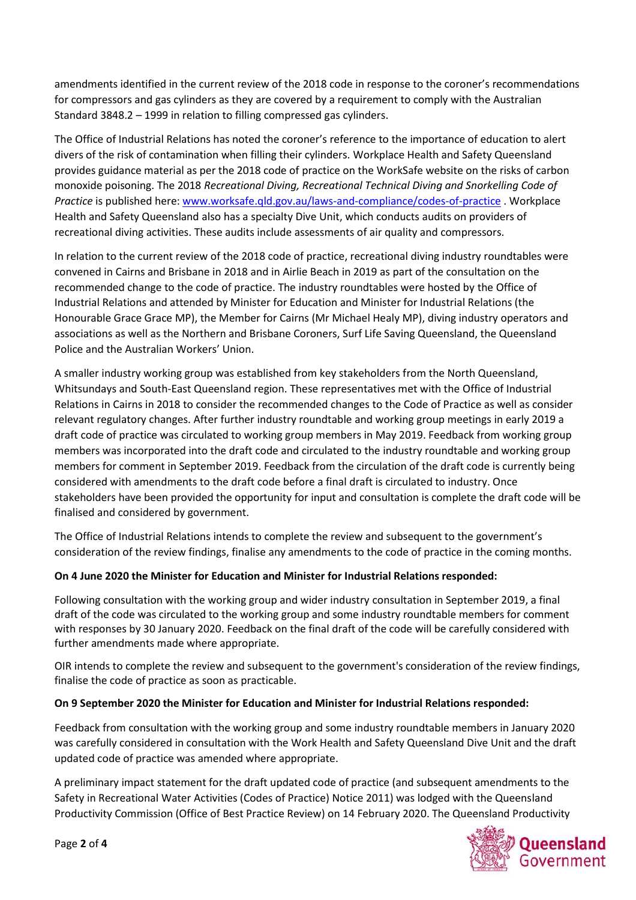amendments identified in the current review of the 2018 code in response to the coroner's recommendations for compressors and gas cylinders as they are covered by a requirement to comply with the Australian Standard 3848.2 – 1999 in relation to filling compressed gas cylinders.

The Office of Industrial Relations has noted the coroner's reference to the importance of education to alert divers of the risk of contamination when filling their cylinders. Workplace Health and Safety Queensland provides guidance material as per the 2018 code of practice on the WorkSafe website on the risks of carbon monoxide poisoning. The 2018 *Recreational Diving, Recreational Technical Diving and Snorkelling Code of Practice* is published here: [www.worksafe.qld.gov.au/laws-and-compliance/codes-of-practice](www.worksafe.qld.gov.au/laws-and-compliance/codes-of-practice) . Workplace Health and Safety Queensland also has a specialty Dive Unit, which conducts audits on providers of recreational diving activities. These audits include assessments of air quality and compressors.

In relation to the current review of the 2018 code of practice, recreational diving industry roundtables were convened in Cairns and Brisbane in 2018 and in Airlie Beach in 2019 as part of the consultation on the recommended change to the code of practice. The industry roundtables were hosted by the Office of Industrial Relations and attended by Minister for Education and Minister for Industrial Relations (the Honourable Grace Grace MP), the Member for Cairns (Mr Michael Healy MP), diving industry operators and associations as well as the Northern and Brisbane Coroners, Surf Life Saving Queensland, the Queensland Police and the Australian Workers' Union.

A smaller industry working group was established from key stakeholders from the North Queensland, Whitsundays and South-East Queensland region. These representatives met with the Office of Industrial Relations in Cairns in 2018 to consider the recommended changes to the Code of Practice as well as consider relevant regulatory changes. After further industry roundtable and working group meetings in early 2019 a draft code of practice was circulated to working group members in May 2019. Feedback from working group members was incorporated into the draft code and circulated to the industry roundtable and working group members for comment in September 2019. Feedback from the circulation of the draft code is currently being considered with amendments to the draft code before a final draft is circulated to industry. Once stakeholders have been provided the opportunity for input and consultation is complete the draft code will be finalised and considered by government.

The Office of Industrial Relations intends to complete the review and subsequent to the government's consideration of the review findings, finalise any amendments to the code of practice in the coming months.

**On 4 June 2020 the Minister for Education and Minister for Industrial Relations responded:**

Following consultation with the working group and wider industry consultation in September 2019, a final draft of the code was circulated to the working group and some industry roundtable members for comment with responses by 30 January 2020. Feedback on the final draft of the code will be carefully considered with further amendments made where appropriate.

OIR intends to complete the review and subsequent to the government's consideration of the review findings, finalise the code of practice as soon as practicable.

**On 9 September 2020 the Minister for Education and Minister for Industrial Relations responded:**

Feedback from consultation with the working group and some industry roundtable members in January 2020 was carefully considered in consultation with the Work Health and Safety Queensland Dive Unit and the draft updated code of practice was amended where appropriate.

A preliminary impact statement for the draft updated code of practice (and subsequent amendments to the Safety in Recreational Water Activities (Codes of Practice) Notice 2011) was lodged with the Queensland Productivity Commission (Office of Best Practice Review) on 14 February 2020. The Queensland Productivity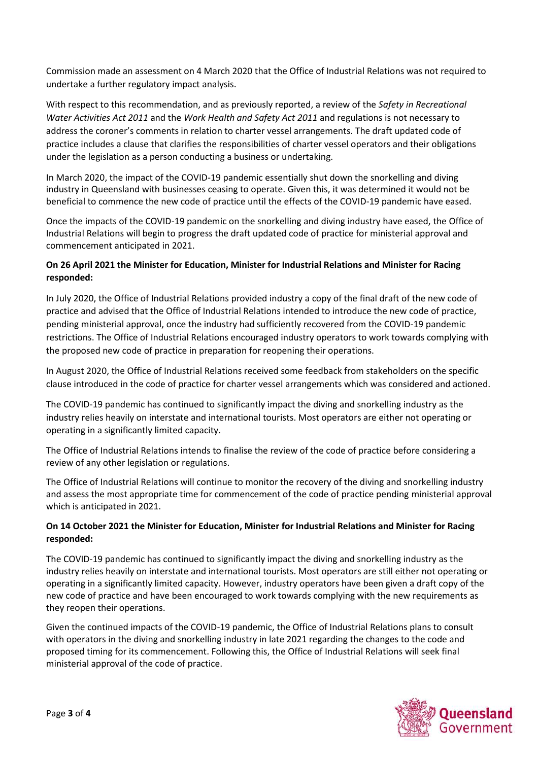Commission made an assessment on 4 March 2020 that the Office of Industrial Relations was not required to undertake a further regulatory impact analysis.

With respect to this recommendation, and as previously reported, a review of the *Safety in Recreational Water Activities Act 2011* and the *Work Health and Safety Act 2011* and regulations is not necessary to address the coroner's comments in relation to charter vessel arrangements. The draft updated code of practice includes a clause that clarifies the responsibilities of charter vessel operators and their obligations under the legislation as a person conducting a business or undertaking.

In March 2020, the impact of the COVID-19 pandemic essentially shut down the snorkelling and diving industry in Queensland with businesses ceasing to operate. Given this, it was determined it would not be beneficial to commence the new code of practice until the effects of the COVID-19 pandemic have eased.

Once the impacts of the COVID-19 pandemic on the snorkelling and diving industry have eased, the Office of Industrial Relations will begin to progress the draft updated code of practice for ministerial approval and commencement anticipated in 2021.

**On 26 April 2021 the Minister for Education, Minister for Industrial Relations and Minister for Racing responded:**

In July 2020, the Office of Industrial Relations provided industry a copy of the final draft of the new code of practice and advised that the Office of Industrial Relations intended to introduce the new code of practice, pending ministerial approval, once the industry had sufficiently recovered from the COVID-19 pandemic restrictions. The Office of Industrial Relations encouraged industry operators to work towards complying with the proposed new code of practice in preparation for reopening their operations.

In August 2020, the Office of Industrial Relations received some feedback from stakeholders on the specific clause introduced in the code of practice for charter vessel arrangements which was considered and actioned.

The COVID-19 pandemic has continued to significantly impact the diving and snorkelling industry as the industry relies heavily on interstate and international tourists. Most operators are either not operating or operating in a significantly limited capacity.

The Office of Industrial Relations intends to finalise the review of the code of practice before considering a review of any other legislation or regulations.

The Office of Industrial Relations will continue to monitor the recovery of the diving and snorkelling industry and assess the most appropriate time for commencement of the code of practice pending ministerial approval which is anticipated in 2021.

**On 14 October 2021 the Minister for Education, Minister for Industrial Relations and Minister for Racing responded:**

The COVID-19 pandemic has continued to significantly impact the diving and snorkelling industry as the industry relies heavily on interstate and international tourists. Most operators are still either not operating or operating in a significantly limited capacity. However, industry operators have been given a draft copy of the new code of practice and have been encouraged to work towards complying with the new requirements as they reopen their operations.

Given the continued impacts of the COVID-19 pandemic, the Office of Industrial Relations plans to consult with operators in the diving and snorkelling industry in late 2021 regarding the changes to the code and proposed timing for its commencement. Following this, the Office of Industrial Relations will seek final ministerial approval of the code of practice.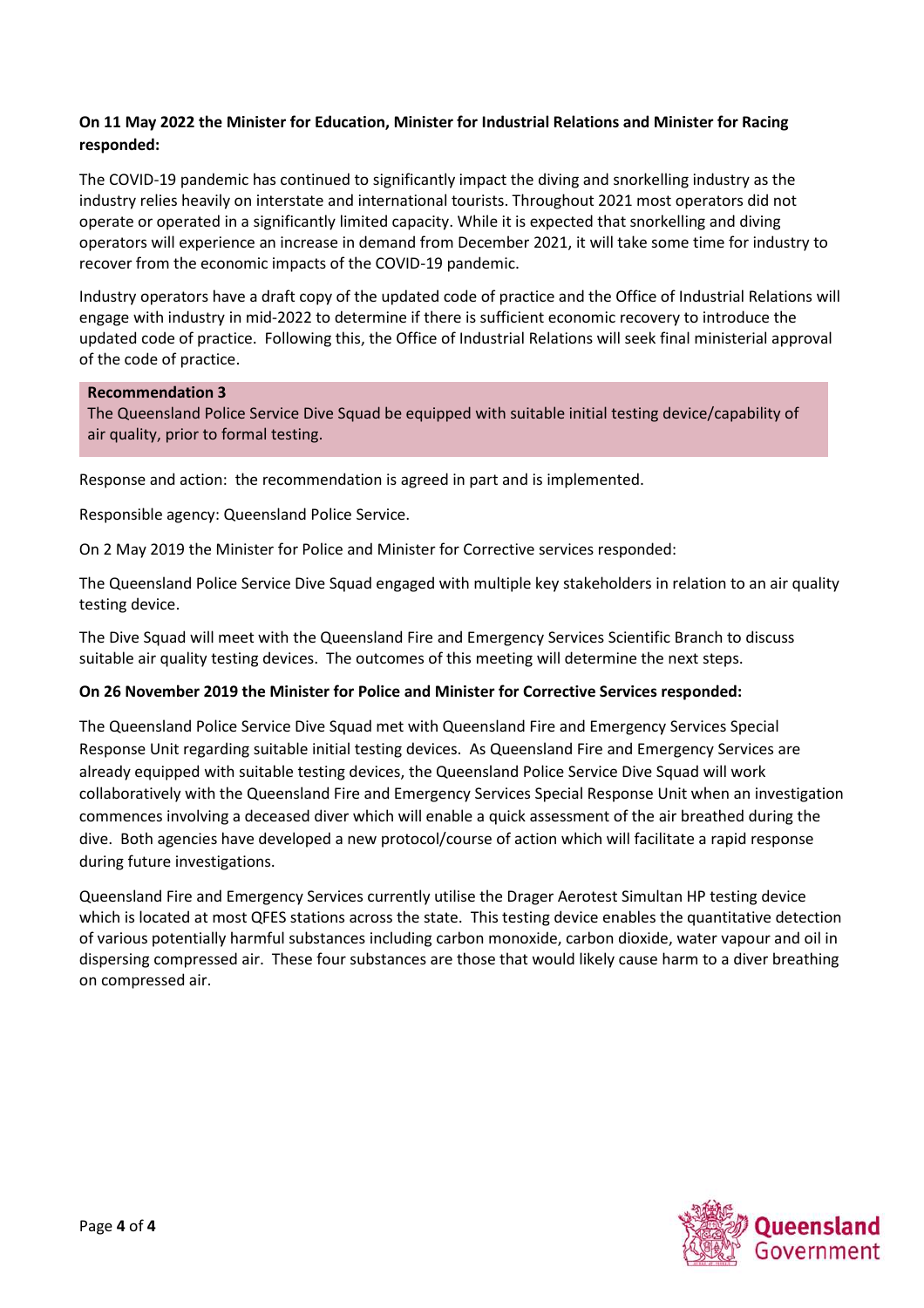**On 11 May 2022 the Minister for Education, Minister for Industrial Relations and Minister for Racing responded:**

The COVID-19 pandemic has continued to significantly impact the diving and snorkelling industry as the industry relies heavily on interstate and international tourists. Throughout 2021 most operators did not operate or operated in a significantly limited capacity. While it is expected that snorkelling and diving operators will experience an increase in demand from December 2021, it will take some time for industry to recover from the economic impacts of the COVID-19 pandemic.

Industry operators have a draft copy of the updated code of practice and the Office of Industrial Relations will engage with industry in mid-2022 to determine if there is sufficient economic recovery to introduce the updated code of practice. Following this, the Office of Industrial Relations will seek final ministerial approval of the code of practice.

**Recommendation 3**
The Queensland Police Service Dive Squad be equipped with suitable initial testing device/capability of air quality, prior to formal testing.

Response and action: the recommendation is agreed in part and is implemented.

Responsible agency: Queensland Police Service.

On 2 May 2019 the Minister for Police and Minister for Corrective services responded:

The Queensland Police Service Dive Squad engaged with multiple key stakeholders in relation to an air quality testing device.

The Dive Squad will meet with the Queensland Fire and Emergency Services Scientific Branch to discuss suitable air quality testing devices. The outcomes of this meeting will determine the next steps.

**On 26 November 2019 the Minister for Police and Minister for Corrective Services responded:**

The Queensland Police Service Dive Squad met with Queensland Fire and Emergency Services Special Response Unit regarding suitable initial testing devices. As Queensland Fire and Emergency Services are already equipped with suitable testing devices, the Queensland Police Service Dive Squad will work collaboratively with the Queensland Fire and Emergency Services Special Response Unit when an investigation commences involving a deceased diver which will enable a quick assessment of the air breathed during the dive. Both agencies have developed a new protocol/course of action which will facilitate a rapid response during future investigations.

Queensland Fire and Emergency Services currently utilise the Drager Aerotest Simultan HP testing device which is located at most QFES stations across the state. This testing device enables the quantitative detection of various potentially harmful substances including carbon monoxide, carbon dioxide, water vapour and oil in dispersing compressed air. These four substances are those that would likely cause harm to a diver breathing on compressed air.